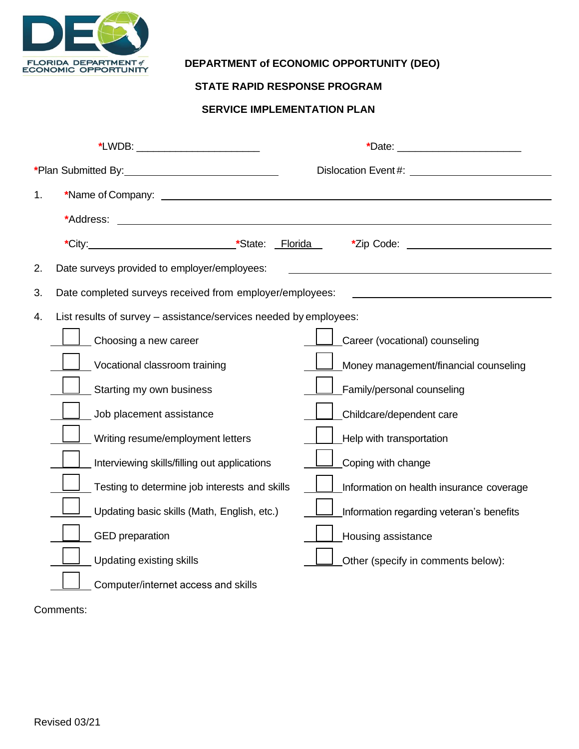FLORIDA DEPARTMENT of ECONOMIC OPPORTUNITY

**DEPARTMENT of ECONOMIC OPPORTUNITY (DEO)**

**STATE RAPID RESPONSE PROGRAM**

**SERVICE IMPLEMENTATION PLAN**

*LWDB: ______________________ *Date: ______________________

*Plan Submitted By: ____________________________ Dislocation Event #: ________________________

1. *Name of Company: ____________________________________________________________

   *Address: ______________________________________________________________________

   *City: ________________________ *State: Florida *Zip Code: __________________________

2. Date surveys provided to employer/employees: ________________________________

3. Date completed surveys received from employer/employees: ________________________________

4. List results of survey – assistance/services needed by employees:

- [ ] Choosing a new career
- [ ] Vocational classroom training
- [ ] Starting my own business
- [ ] Job placement assistance
- [ ] Writing resume/employment letters
- [ ] Interviewing skills/filling out applications
- [ ] Testing to determine job interests and skills
- [ ] Updating basic skills (Math, English, etc.)
- [ ] GED preparation
- [ ] Updating existing skills
- [ ] Computer/internet access and skills
- [ ] Career (vocational) counseling
- [ ] Money management/financial counseling
- [ ] Family/personal counseling
- [ ] Childcare/dependent care
- [ ] Help with transportation
- [ ] Coping with change
- [ ] Information on health insurance coverage
- [ ] Information regarding veteran's benefits
- [ ] Housing assistance
- [ ] Other (specify in comments below):

Comments:

Revised 03/21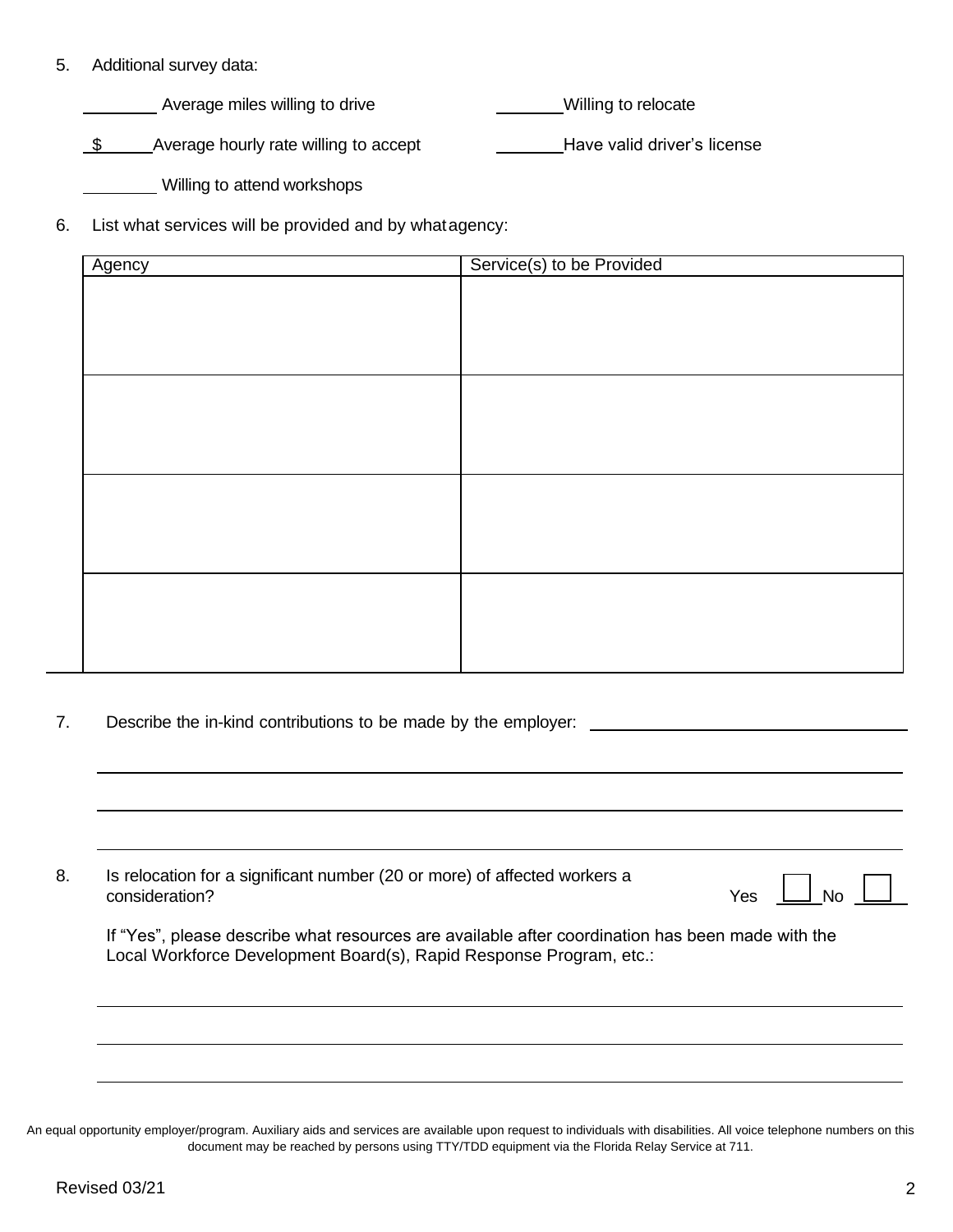5. Additional survey data:

\_\_\_\_\_\_\_\_ Average miles willing to drive &nbsp;&nbsp;&nbsp;&nbsp; \_\_\_\_\_\_\_ Willing to relocate

$\_\_\_\_\_ Average hourly rate willing to accept &nbsp;&nbsp;&nbsp;&nbsp; \_\_\_\_\_\_\_ Have valid driver's license

\_\_\_\_\_\_\_\_ Willing to attend workshops

6. List what services will be provided and by what agency:

| Agency | Service(s) to be Provided |
|---|---|
| | |
| | |
| | |
| | |

7. Describe the in-kind contributions to be made by the employer: \_\_\_\_\_\_\_\_\_\_\_\_\_\_\_\_\_\_\_\_\_\_\_\_\_\_\_\_\_\_\_\_

\_\_\_\_\_\_\_\_\_\_\_\_\_\_\_\_\_\_\_\_\_\_\_\_\_\_\_\_\_\_\_\_\_\_\_\_\_\_\_\_\_\_\_\_\_\_\_\_\_\_\_\_\_\_\_\_\_\_\_\_\_\_\_\_\_\_\_\_\_\_

\_\_\_\_\_\_\_\_\_\_\_\_\_\_\_\_\_\_\_\_\_\_\_\_\_\_\_\_\_\_\_\_\_\_\_\_\_\_\_\_\_\_\_\_\_\_\_\_\_\_\_\_\_\_\_\_\_\_\_\_\_\_\_\_\_\_\_\_\_\_

\_\_\_\_\_\_\_\_\_\_\_\_\_\_\_\_\_\_\_\_\_\_\_\_\_\_\_\_\_\_\_\_\_\_\_\_\_\_\_\_\_\_\_\_\_\_\_\_\_\_\_\_\_\_\_\_\_\_\_\_\_\_\_\_\_\_\_\_\_\_

8. Is relocation for a significant number (20 or more) of affected workers a consideration? Yes ☐ No ☐

   If "Yes", please describe what resources are available after coordination has been made with the Local Workforce Development Board(s), Rapid Response Program, etc.:

\_\_\_\_\_\_\_\_\_\_\_\_\_\_\_\_\_\_\_\_\_\_\_\_\_\_\_\_\_\_\_\_\_\_\_\_\_\_\_\_\_\_\_\_\_\_\_\_\_\_\_\_\_\_\_\_\_\_\_\_\_\_\_\_\_\_\_\_\_\_

\_\_\_\_\_\_\_\_\_\_\_\_\_\_\_\_\_\_\_\_\_\_\_\_\_\_\_\_\_\_\_\_\_\_\_\_\_\_\_\_\_\_\_\_\_\_\_\_\_\_\_\_\_\_\_\_\_\_\_\_\_\_\_\_\_\_\_\_\_\_

\_\_\_\_\_\_\_\_\_\_\_\_\_\_\_\_\_\_\_\_\_\_\_\_\_\_\_\_\_\_\_\_\_\_\_\_\_\_\_\_\_\_\_\_\_\_\_\_\_\_\_\_\_\_\_\_\_\_\_\_\_\_\_\_\_\_\_\_\_\_

An equal opportunity employer/program. Auxiliary aids and services are available upon request to individuals with disabilities. All voice telephone numbers on this document may be reached by persons using TTY/TDD equipment via the Florida Relay Service at 711.

Revised 03/21